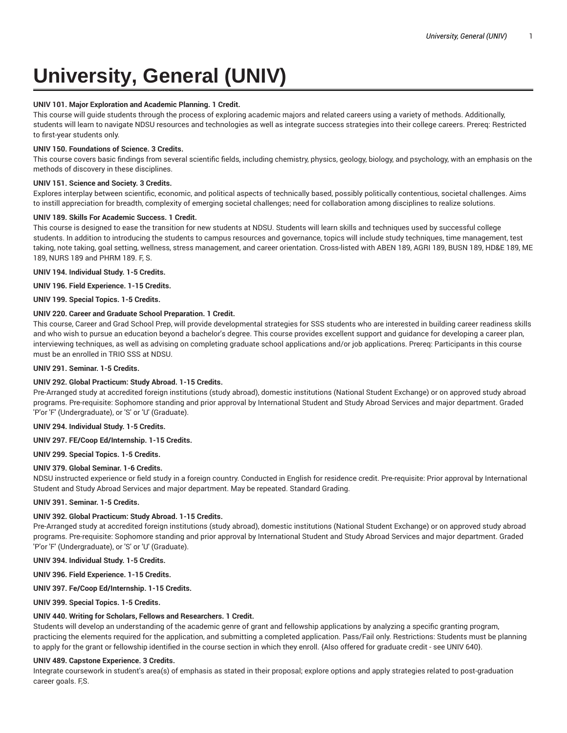# University, General (UNIV)

**UNIV 101. Major Exploration and Academic Planning. 1 Credit.**
This course will guide students through the process of exploring academic majors and related careers using a variety of methods. Additionally, students will learn to navigate NDSU resources and technologies as well as integrate success strategies into their college careers. Prereq: Restricted to first-year students only.

**UNIV 150. Foundations of Science. 3 Credits.**
This course covers basic findings from several scientific fields, including chemistry, physics, geology, biology, and psychology, with an emphasis on the methods of discovery in these disciplines.

**UNIV 151. Science and Society. 3 Credits.**
Explores interplay between scientific, economic, and political aspects of technically based, possibly politically contentious, societal challenges. Aims to instill appreciation for breadth, complexity of emerging societal challenges; need for collaboration among disciplines to realize solutions.

**UNIV 189. Skills For Academic Success. 1 Credit.**
This course is designed to ease the transition for new students at NDSU. Students will learn skills and techniques used by successful college students. In addition to introducing the students to campus resources and governance, topics will include study techniques, time management, test taking, note taking, goal setting, wellness, stress management, and career orientation. Cross-listed with ABEN 189, AGRI 189, BUSN 189, HD&E 189, ME 189, NURS 189 and PHRM 189. F, S.

**UNIV 194. Individual Study. 1-5 Credits.**

**UNIV 196. Field Experience. 1-15 Credits.**

**UNIV 199. Special Topics. 1-5 Credits.**

**UNIV 220. Career and Graduate School Preparation. 1 Credit.**
This course, Career and Grad School Prep, will provide developmental strategies for SSS students who are interested in building career readiness skills and who wish to pursue an education beyond a bachelor's degree. This course provides excellent support and guidance for developing a career plan, interviewing techniques, as well as advising on completing graduate school applications and/or job applications. Prereq: Participants in this course must be an enrolled in TRIO SSS at NDSU.

**UNIV 291. Seminar. 1-5 Credits.**

**UNIV 292. Global Practicum: Study Abroad. 1-15 Credits.**
Pre-Arranged study at accredited foreign institutions (study abroad), domestic institutions (National Student Exchange) or on approved study abroad programs. Pre-requisite: Sophomore standing and prior approval by International Student and Study Abroad Services and major department. Graded 'P'or 'F' (Undergraduate), or 'S' or 'U' (Graduate).

**UNIV 294. Individual Study. 1-5 Credits.**

**UNIV 297. FE/Coop Ed/Internship. 1-15 Credits.**

**UNIV 299. Special Topics. 1-5 Credits.**

**UNIV 379. Global Seminar. 1-6 Credits.**
NDSU instructed experience or field study in a foreign country. Conducted in English for residence credit. Pre-requisite: Prior approval by International Student and Study Abroad Services and major department. May be repeated. Standard Grading.

**UNIV 391. Seminar. 1-5 Credits.**

**UNIV 392. Global Practicum: Study Abroad. 1-15 Credits.**
Pre-Arranged study at accredited foreign institutions (study abroad), domestic institutions (National Student Exchange) or on approved study abroad programs. Pre-requisite: Sophomore standing and prior approval by International Student and Study Abroad Services and major department. Graded 'P'or 'F' (Undergraduate), or 'S' or 'U' (Graduate).

**UNIV 394. Individual Study. 1-5 Credits.**

**UNIV 396. Field Experience. 1-15 Credits.**

**UNIV 397. Fe/Coop Ed/Internship. 1-15 Credits.**

**UNIV 399. Special Topics. 1-5 Credits.**

**UNIV 440. Writing for Scholars, Fellows and Researchers. 1 Credit.**
Students will develop an understanding of the academic genre of grant and fellowship applications by analyzing a specific granting program, practicing the elements required for the application, and submitting a completed application. Pass/Fail only. Restrictions: Students must be planning to apply for the grant or fellowship identified in the course section in which they enroll. {Also offered for graduate credit - see UNIV 640}.

**UNIV 489. Capstone Experience. 3 Credits.**
Integrate coursework in student's area(s) of emphasis as stated in their proposal; explore options and apply strategies related to post-graduation career goals. F,S.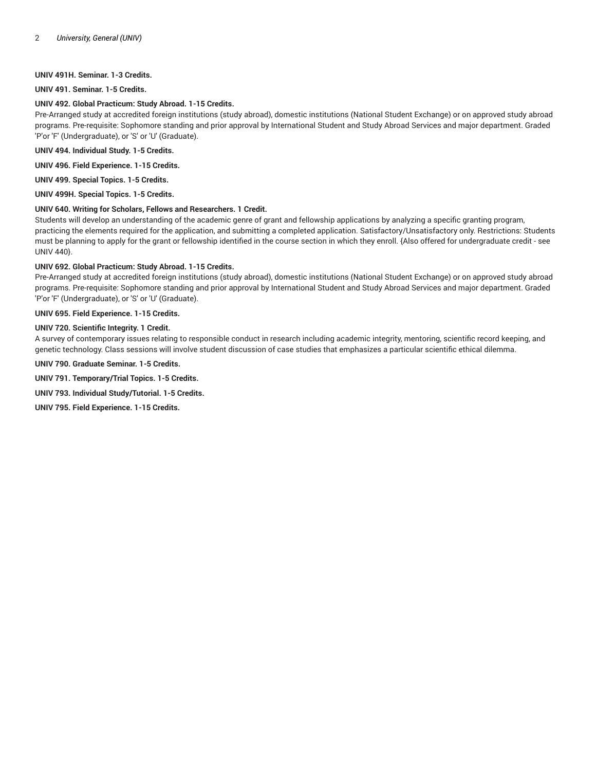**UNIV 491H. Seminar. 1-3 Credits.**

**UNIV 491. Seminar. 1-5 Credits.**

**UNIV 492. Global Practicum: Study Abroad. 1-15 Credits.**
Pre-Arranged study at accredited foreign institutions (study abroad), domestic institutions (National Student Exchange) or on approved study abroad programs. Pre-requisite: Sophomore standing and prior approval by International Student and Study Abroad Services and major department. Graded 'P'or 'F' (Undergraduate), or 'S' or 'U' (Graduate).

**UNIV 494. Individual Study. 1-5 Credits.**

**UNIV 496. Field Experience. 1-15 Credits.**

**UNIV 499. Special Topics. 1-5 Credits.**

**UNIV 499H. Special Topics. 1-5 Credits.**

**UNIV 640. Writing for Scholars, Fellows and Researchers. 1 Credit.**
Students will develop an understanding of the academic genre of grant and fellowship applications by analyzing a specific granting program, practicing the elements required for the application, and submitting a completed application. Satisfactory/Unsatisfactory only. Restrictions: Students must be planning to apply for the grant or fellowship identified in the course section in which they enroll. {Also offered for undergraduate credit - see UNIV 440}.

**UNIV 692. Global Practicum: Study Abroad. 1-15 Credits.**
Pre-Arranged study at accredited foreign institutions (study abroad), domestic institutions (National Student Exchange) or on approved study abroad programs. Pre-requisite: Sophomore standing and prior approval by International Student and Study Abroad Services and major department. Graded 'P'or 'F' (Undergraduate), or 'S' or 'U' (Graduate).

**UNIV 695. Field Experience. 1-15 Credits.**

**UNIV 720. Scientific Integrity. 1 Credit.**
A survey of contemporary issues relating to responsible conduct in research including academic integrity, mentoring, scientific record keeping, and genetic technology. Class sessions will involve student discussion of case studies that emphasizes a particular scientific ethical dilemma.

**UNIV 790. Graduate Seminar. 1-5 Credits.**

**UNIV 791. Temporary/Trial Topics. 1-5 Credits.**

**UNIV 793. Individual Study/Tutorial. 1-5 Credits.**

**UNIV 795. Field Experience. 1-15 Credits.**